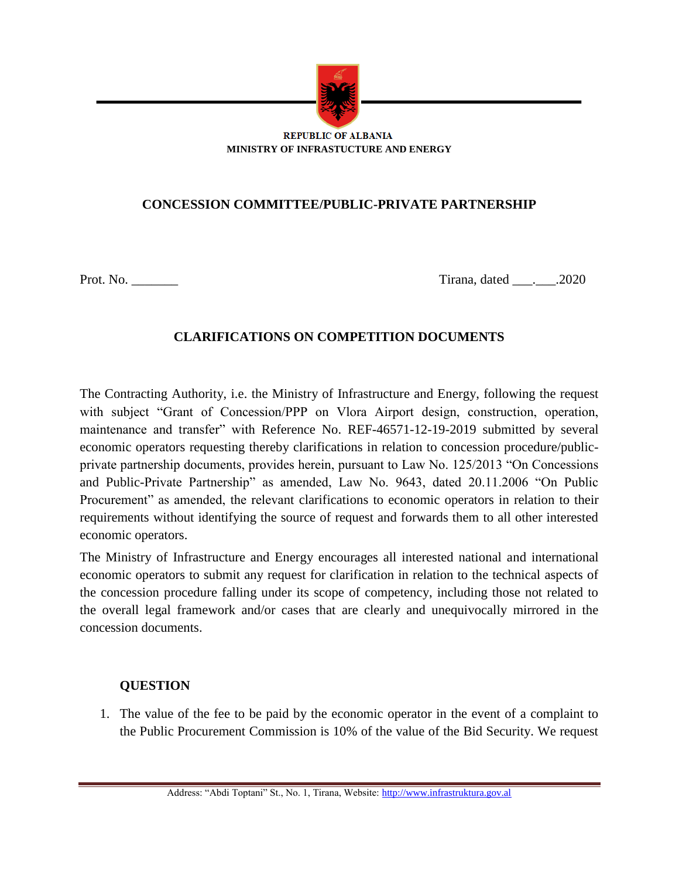**REPUBLIC OF ALBANIA**
**MINISTRY OF INFRASTUCTURE AND ENERGY**

## CONCESSION COMMITTEE/PUBLIC-PRIVATE PARTNERSHIP

Prot. No. _______ Tirana, dated ___.___.2020

## CLARIFICATIONS ON COMPETITION DOCUMENTS

The Contracting Authority, i.e. the Ministry of Infrastructure and Energy, following the request with subject "Grant of Concession/PPP on Vlora Airport design, construction, operation, maintenance and transfer" with Reference No. REF-46571-12-19-2019 submitted by several economic operators requesting thereby clarifications in relation to concession procedure/public-private partnership documents, provides herein, pursuant to Law No. 125/2013 "On Concessions and Public-Private Partnership" as amended, Law No. 9643, dated 20.11.2006 "On Public Procurement" as amended, the relevant clarifications to economic operators in relation to their requirements without identifying the source of request and forwards them to all other interested economic operators.

The Ministry of Infrastructure and Energy encourages all interested national and international economic operators to submit any request for clarification in relation to the technical aspects of the concession procedure falling under its scope of competency, including those not related to the overall legal framework and/or cases that are clearly and unequivocally mirrored in the concession documents.

**QUESTION**

1. The value of the fee to be paid by the economic operator in the event of a complaint to the Public Procurement Commission is 10% of the value of the Bid Security. We request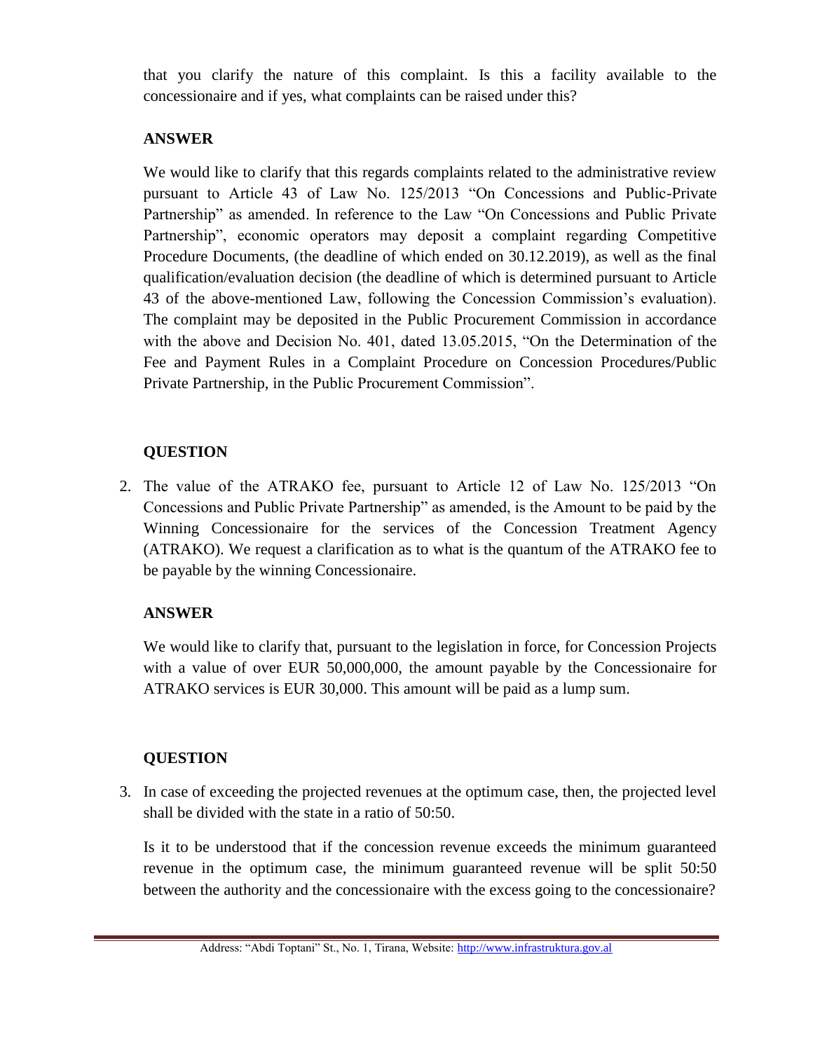that you clarify the nature of this complaint. Is this a facility available to the concessionaire and if yes, what complaints can be raised under this?

**ANSWER**

We would like to clarify that this regards complaints related to the administrative review pursuant to Article 43 of Law No. 125/2013 "On Concessions and Public-Private Partnership" as amended. In reference to the Law "On Concessions and Public Private Partnership", economic operators may deposit a complaint regarding Competitive Procedure Documents, (the deadline of which ended on 30.12.2019), as well as the final qualification/evaluation decision (the deadline of which is determined pursuant to Article 43 of the above-mentioned Law, following the Concession Commission's evaluation). The complaint may be deposited in the Public Procurement Commission in accordance with the above and Decision No. 401, dated 13.05.2015, "On the Determination of the Fee and Payment Rules in a Complaint Procedure on Concession Procedures/Public Private Partnership, in the Public Procurement Commission".

**QUESTION**

2. The value of the ATRAKO fee, pursuant to Article 12 of Law No. 125/2013 "On Concessions and Public Private Partnership" as amended, is the Amount to be paid by the Winning Concessionaire for the services of the Concession Treatment Agency (ATRAKO). We request a clarification as to what is the quantum of the ATRAKO fee to be payable by the winning Concessionaire.

**ANSWER**

We would like to clarify that, pursuant to the legislation in force, for Concession Projects with a value of over EUR 50,000,000, the amount payable by the Concessionaire for ATRAKO services is EUR 30,000. This amount will be paid as a lump sum.

**QUESTION**

3. In case of exceeding the projected revenues at the optimum case, then, the projected level shall be divided with the state in a ratio of 50:50.

   Is it to be understood that if the concession revenue exceeds the minimum guaranteed revenue in the optimum case, the minimum guaranteed revenue will be split 50:50 between the authority and the concessionaire with the excess going to the concessionaire?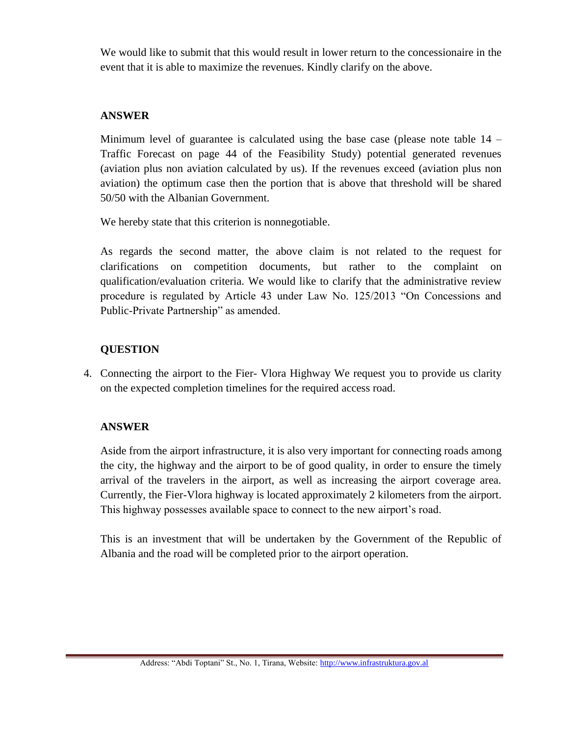We would like to submit that this would result in lower return to the concessionaire in the event that it is able to maximize the revenues. Kindly clarify on the above.

**ANSWER**

Minimum level of guarantee is calculated using the base case (please note table 14 – Traffic Forecast on page 44 of the Feasibility Study) potential generated revenues (aviation plus non aviation calculated by us). If the revenues exceed (aviation plus non aviation) the optimum case then the portion that is above that threshold will be shared 50/50 with the Albanian Government.

We hereby state that this criterion is nonnegotiable.

As regards the second matter, the above claim is not related to the request for clarifications on competition documents, but rather to the complaint on qualification/evaluation criteria. We would like to clarify that the administrative review procedure is regulated by Article 43 under Law No. 125/2013 "On Concessions and Public-Private Partnership" as amended.

**QUESTION**

4. Connecting the airport to the Fier- Vlora Highway We request you to provide us clarity on the expected completion timelines for the required access road.

**ANSWER**

Aside from the airport infrastructure, it is also very important for connecting roads among the city, the highway and the airport to be of good quality, in order to ensure the timely arrival of the travelers in the airport, as well as increasing the airport coverage area. Currently, the Fier-Vlora highway is located approximately 2 kilometers from the airport. This highway possesses available space to connect to the new airport's road.

This is an investment that will be undertaken by the Government of the Republic of Albania and the road will be completed prior to the airport operation.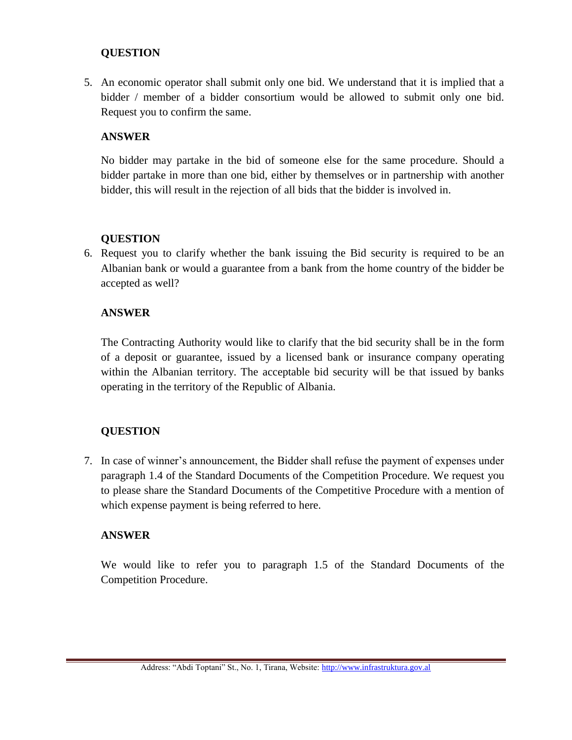**QUESTION**

5. An economic operator shall submit only one bid. We understand that it is implied that a bidder / member of a bidder consortium would be allowed to submit only one bid. Request you to confirm the same.

**ANSWER**

No bidder may partake in the bid of someone else for the same procedure. Should a bidder partake in more than one bid, either by themselves or in partnership with another bidder, this will result in the rejection of all bids that the bidder is involved in.

**QUESTION**

6. Request you to clarify whether the bank issuing the Bid security is required to be an Albanian bank or would a guarantee from a bank from the home country of the bidder be accepted as well?

**ANSWER**

The Contracting Authority would like to clarify that the bid security shall be in the form of a deposit or guarantee, issued by a licensed bank or insurance company operating within the Albanian territory. The acceptable bid security will be that issued by banks operating in the territory of the Republic of Albania.

**QUESTION**

7. In case of winner's announcement, the Bidder shall refuse the payment of expenses under paragraph 1.4 of the Standard Documents of the Competition Procedure. We request you to please share the Standard Documents of the Competitive Procedure with a mention of which expense payment is being referred to here.

**ANSWER**

We would like to refer you to paragraph 1.5 of the Standard Documents of the Competition Procedure.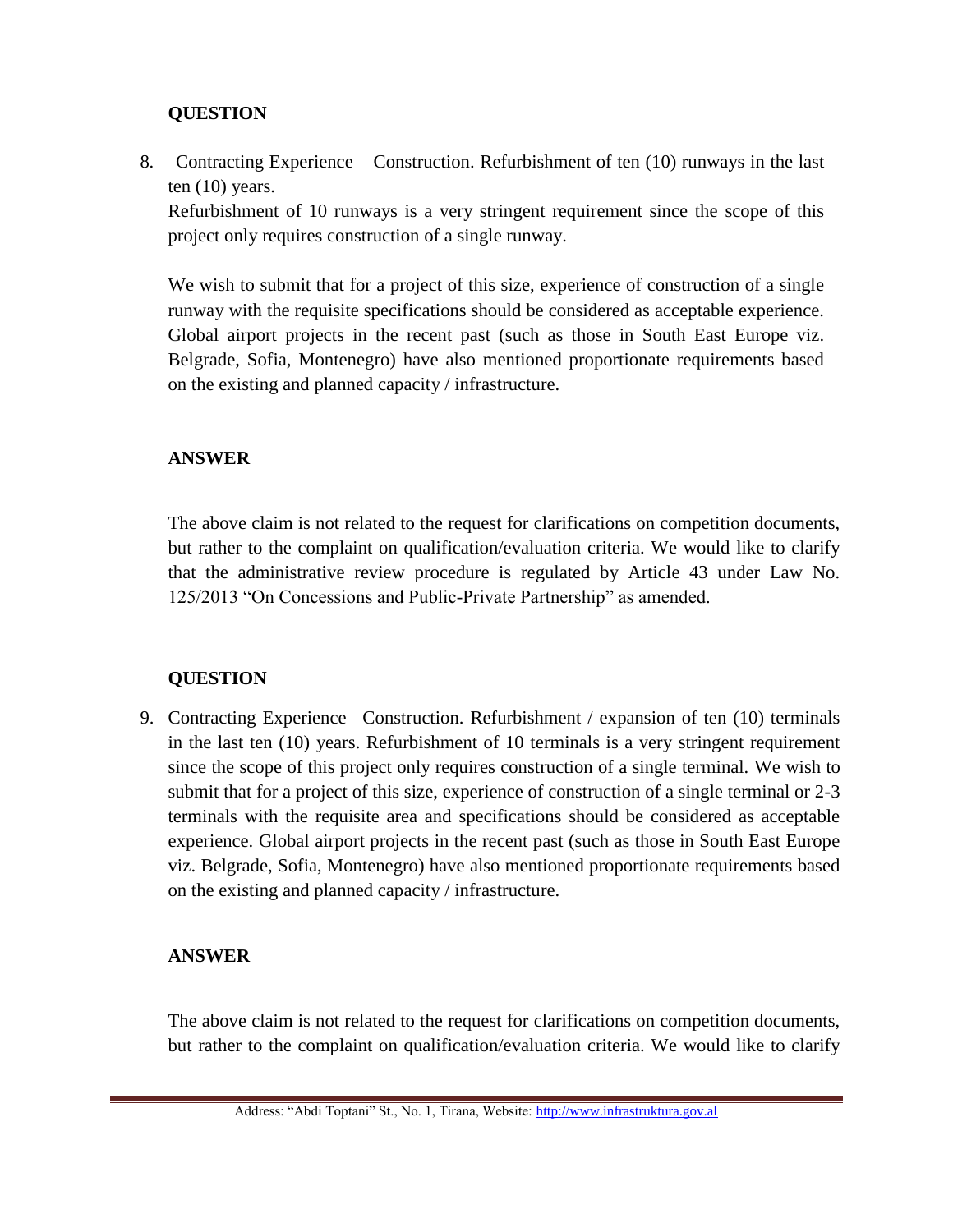**QUESTION**

8. Contracting Experience – Construction. Refurbishment of ten (10) runways in the last ten (10) years.
   Refurbishment of 10 runways is a very stringent requirement since the scope of this project only requires construction of a single runway.

   We wish to submit that for a project of this size, experience of construction of a single runway with the requisite specifications should be considered as acceptable experience. Global airport projects in the recent past (such as those in South East Europe viz. Belgrade, Sofia, Montenegro) have also mentioned proportionate requirements based on the existing and planned capacity / infrastructure.

**ANSWER**

The above claim is not related to the request for clarifications on competition documents, but rather to the complaint on qualification/evaluation criteria. We would like to clarify that the administrative review procedure is regulated by Article 43 under Law No. 125/2013 "On Concessions and Public-Private Partnership" as amended.

**QUESTION**

9. Contracting Experience– Construction. Refurbishment / expansion of ten (10) terminals in the last ten (10) years. Refurbishment of 10 terminals is a very stringent requirement since the scope of this project only requires construction of a single terminal. We wish to submit that for a project of this size, experience of construction of a single terminal or 2-3 terminals with the requisite area and specifications should be considered as acceptable experience. Global airport projects in the recent past (such as those in South East Europe viz. Belgrade, Sofia, Montenegro) have also mentioned proportionate requirements based on the existing and planned capacity / infrastructure.

**ANSWER**

The above claim is not related to the request for clarifications on competition documents, but rather to the complaint on qualification/evaluation criteria. We would like to clarify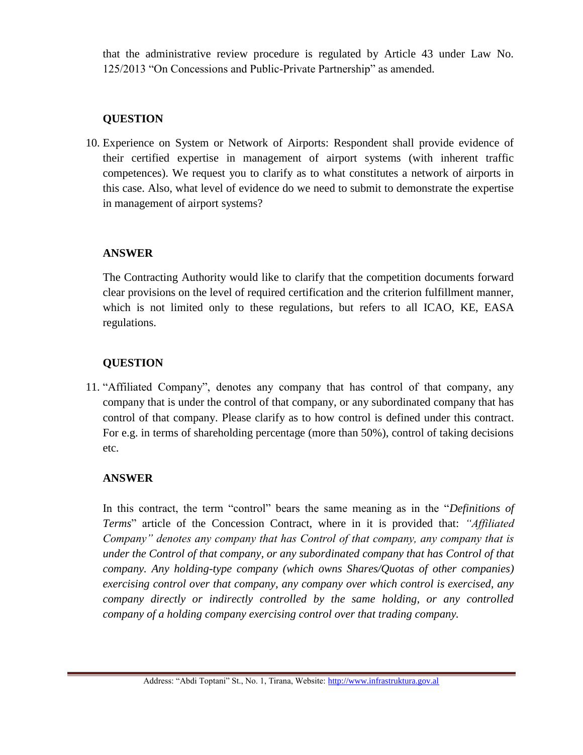that the administrative review procedure is regulated by Article 43 under Law No. 125/2013 "On Concessions and Public-Private Partnership" as amended.

**QUESTION**

10. Experience on System or Network of Airports: Respondent shall provide evidence of their certified expertise in management of airport systems (with inherent traffic competences). We request you to clarify as to what constitutes a network of airports in this case. Also, what level of evidence do we need to submit to demonstrate the expertise in management of airport systems?

**ANSWER**

The Contracting Authority would like to clarify that the competition documents forward clear provisions on the level of required certification and the criterion fulfillment manner, which is not limited only to these regulations, but refers to all ICAO, KE, EASA regulations.

**QUESTION**

11. "Affiliated Company", denotes any company that has control of that company, any company that is under the control of that company, or any subordinated company that has control of that company. Please clarify as to how control is defined under this contract. For e.g. in terms of shareholding percentage (more than 50%), control of taking decisions etc.

**ANSWER**

In this contract, the term "control" bears the same meaning as in the "*Definitions of Terms*" article of the Concession Contract, where in it is provided that: *"Affiliated Company" denotes any company that has Control of that company, any company that is under the Control of that company, or any subordinated company that has Control of that company. Any holding-type company (which owns Shares/Quotas of other companies) exercising control over that company, any company over which control is exercised, any company directly or indirectly controlled by the same holding, or any controlled company of a holding company exercising control over that trading company.*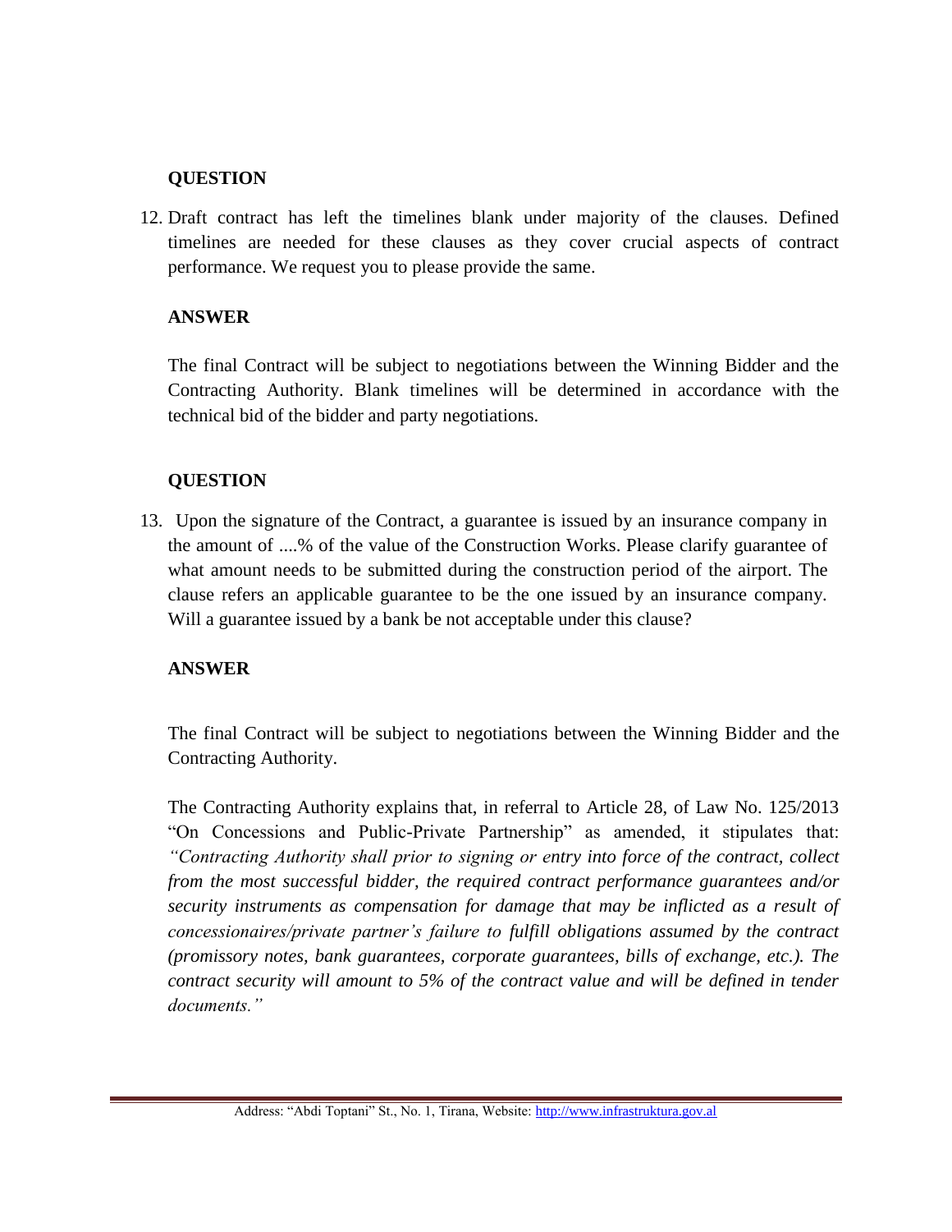**QUESTION**

12. Draft contract has left the timelines blank under majority of the clauses. Defined timelines are needed for these clauses as they cover crucial aspects of contract performance. We request you to please provide the same.

**ANSWER**

The final Contract will be subject to negotiations between the Winning Bidder and the Contracting Authority. Blank timelines will be determined in accordance with the technical bid of the bidder and party negotiations.

**QUESTION**

13. Upon the signature of the Contract, a guarantee is issued by an insurance company in the amount of ....% of the value of the Construction Works. Please clarify guarantee of what amount needs to be submitted during the construction period of the airport. The clause refers an applicable guarantee to be the one issued by an insurance company. Will a guarantee issued by a bank be not acceptable under this clause?

**ANSWER**

The final Contract will be subject to negotiations between the Winning Bidder and the Contracting Authority.

The Contracting Authority explains that, in referral to Article 28, of Law No. 125/2013 "On Concessions and Public-Private Partnership" as amended, it stipulates that: *"Contracting Authority shall prior to signing or entry into force of the contract, collect from the most successful bidder, the required contract performance guarantees and/or security instruments as compensation for damage that may be inflicted as a result of concessionaires/private partner's failure to fulfill obligations assumed by the contract (promissory notes, bank guarantees, corporate guarantees, bills of exchange, etc.). The contract security will amount to 5% of the contract value and will be defined in tender documents."*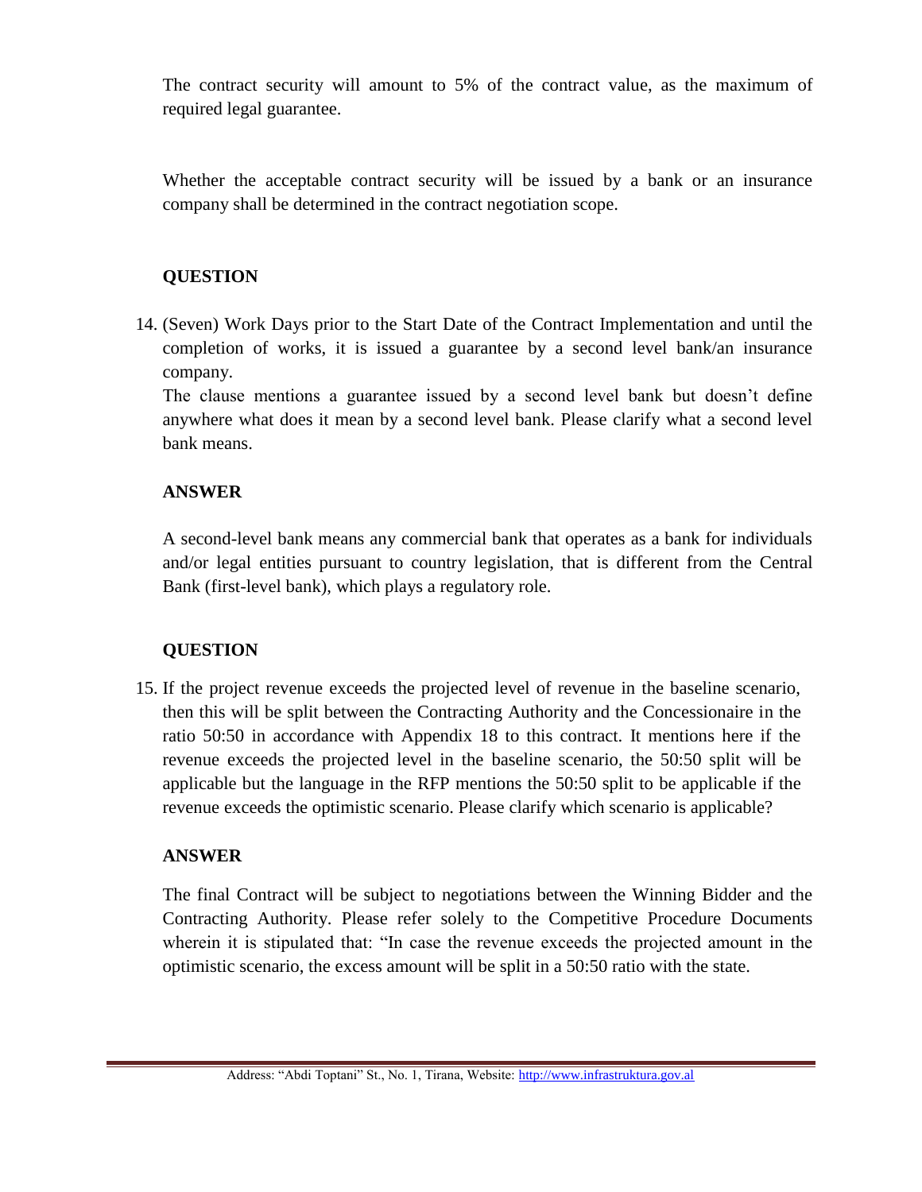The contract security will amount to 5% of the contract value, as the maximum of required legal guarantee.

Whether the acceptable contract security will be issued by a bank or an insurance company shall be determined in the contract negotiation scope.

**QUESTION**

14. (Seven) Work Days prior to the Start Date of the Contract Implementation and until the completion of works, it is issued a guarantee by a second level bank/an insurance company.

    The clause mentions a guarantee issued by a second level bank but doesn't define anywhere what does it mean by a second level bank. Please clarify what a second level bank means.

**ANSWER**

A second-level bank means any commercial bank that operates as a bank for individuals and/or legal entities pursuant to country legislation, that is different from the Central Bank (first-level bank), which plays a regulatory role.

**QUESTION**

15. If the project revenue exceeds the projected level of revenue in the baseline scenario, then this will be split between the Contracting Authority and the Concessionaire in the ratio 50:50 in accordance with Appendix 18 to this contract. It mentions here if the revenue exceeds the projected level in the baseline scenario, the 50:50 split will be applicable but the language in the RFP mentions the 50:50 split to be applicable if the revenue exceeds the optimistic scenario. Please clarify which scenario is applicable?

**ANSWER**

The final Contract will be subject to negotiations between the Winning Bidder and the Contracting Authority. Please refer solely to the Competitive Procedure Documents wherein it is stipulated that: "In case the revenue exceeds the projected amount in the optimistic scenario, the excess amount will be split in a 50:50 ratio with the state.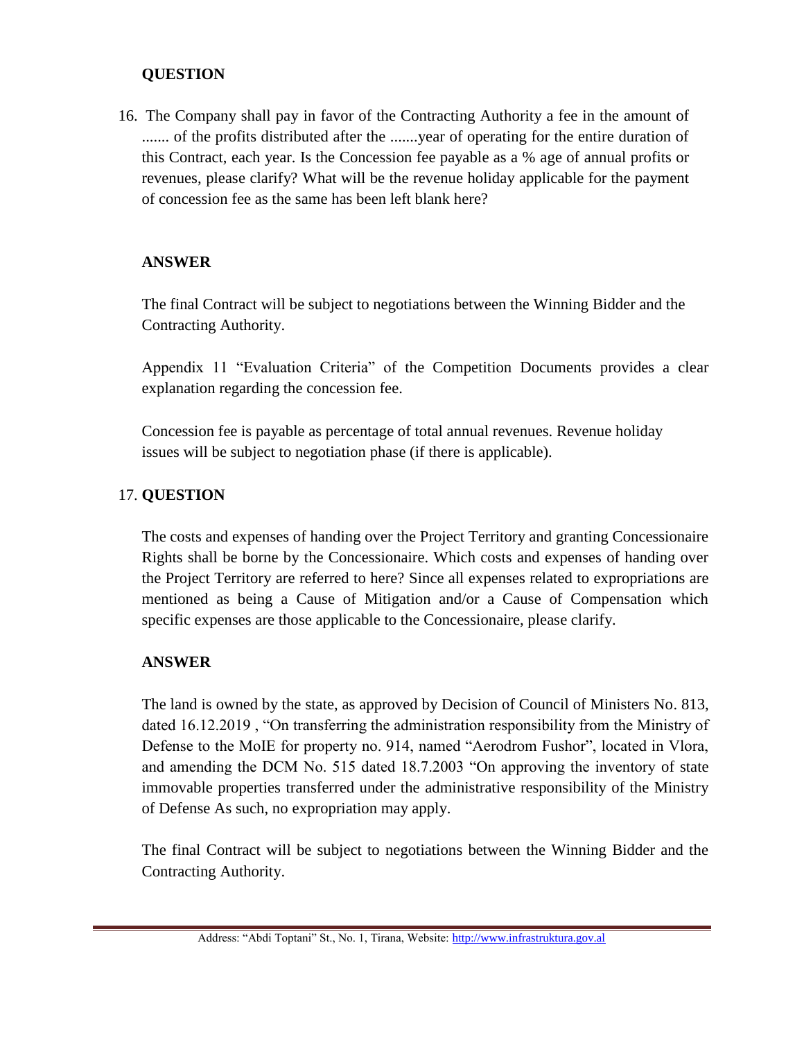**QUESTION**

16. The Company shall pay in favor of the Contracting Authority a fee in the amount of ....... of the profits distributed after the .......year of operating for the entire duration of this Contract, each year. Is the Concession fee payable as a % age of annual profits or revenues, please clarify? What will be the revenue holiday applicable for the payment of concession fee as the same has been left blank here?

**ANSWER**

The final Contract will be subject to negotiations between the Winning Bidder and the Contracting Authority.

Appendix 11 "Evaluation Criteria" of the Competition Documents provides a clear explanation regarding the concession fee.

Concession fee is payable as percentage of total annual revenues. Revenue holiday issues will be subject to negotiation phase (if there is applicable).

17. **QUESTION**

The costs and expenses of handing over the Project Territory and granting Concessionaire Rights shall be borne by the Concessionaire. Which costs and expenses of handing over the Project Territory are referred to here? Since all expenses related to expropriations are mentioned as being a Cause of Mitigation and/or a Cause of Compensation which specific expenses are those applicable to the Concessionaire, please clarify.

**ANSWER**

The land is owned by the state, as approved by Decision of Council of Ministers No. 813, dated 16.12.2019 , "On transferring the administration responsibility from the Ministry of Defense to the MoIE for property no. 914, named "Aerodrom Fushor", located in Vlora, and amending the DCM No. 515 dated 18.7.2003 "On approving the inventory of state immovable properties transferred under the administrative responsibility of the Ministry of Defense As such, no expropriation may apply.

The final Contract will be subject to negotiations between the Winning Bidder and the Contracting Authority.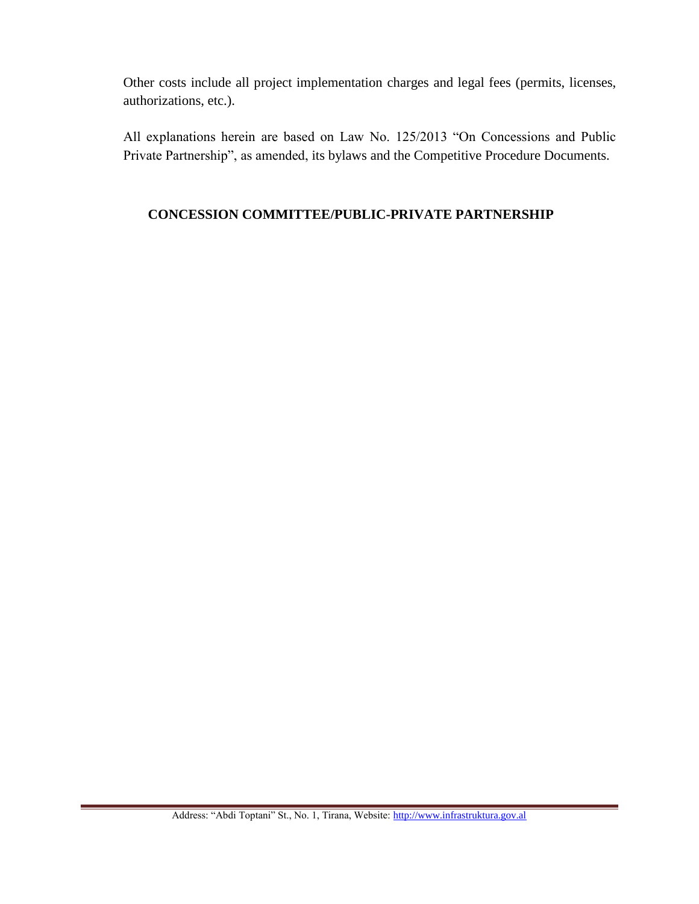Other costs include all project implementation charges and legal fees (permits, licenses, authorizations, etc.).

All explanations herein are based on Law No. 125/2013 "On Concessions and Public Private Partnership", as amended, its bylaws and the Competitive Procedure Documents.

**CONCESSION COMMITTEE/PUBLIC-PRIVATE PARTNERSHIP**